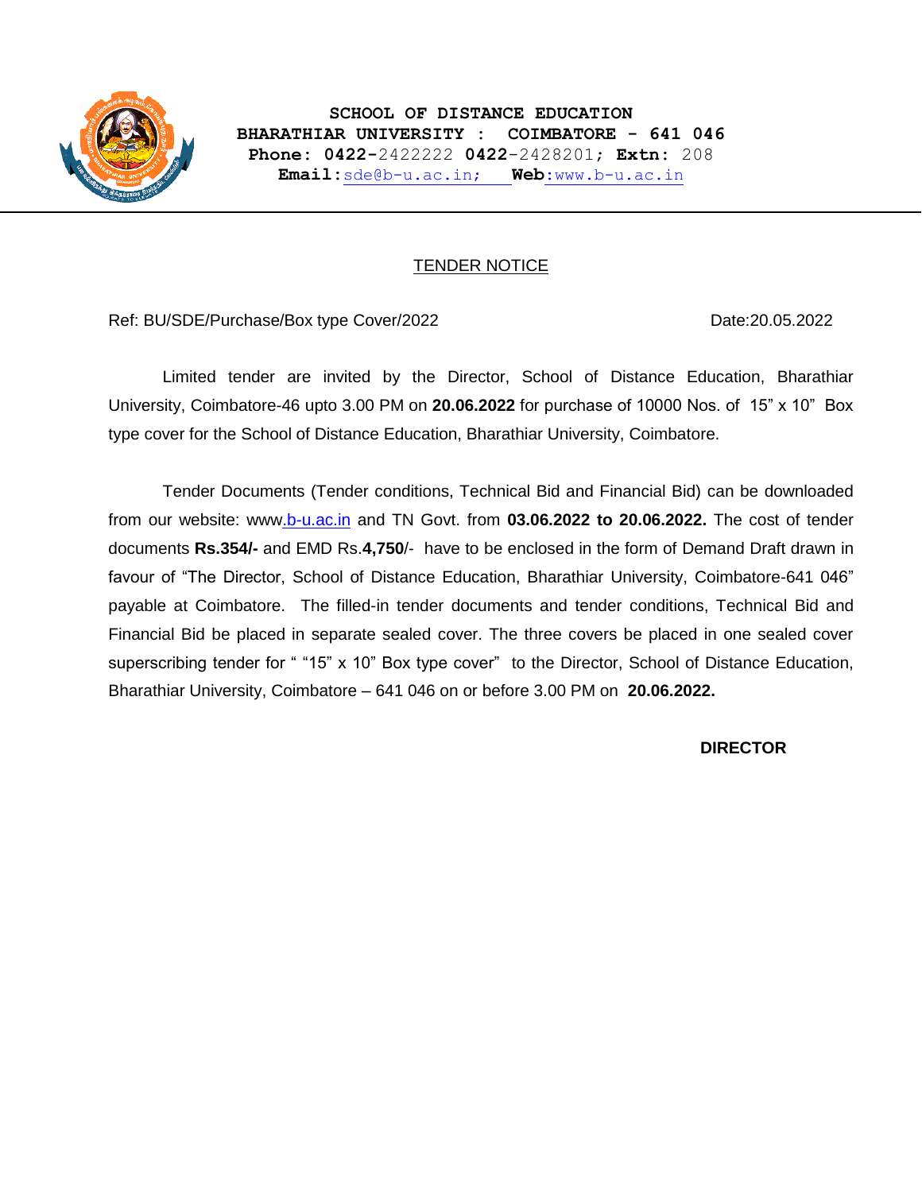**SCHOOL OF DISTANCE EDUCATION**
**BHARATHIAR UNIVERSITY : COIMBATORE - 641 046**
**Phone: 0422-**2422222 **0422-**2428201; **Extn:** 208
**Email:**sde@b-u.ac.in; **Web**:www.b-u.ac.in

# TENDER NOTICE

Ref: BU/SDE/Purchase/Box type Cover/2022 Date:20.05.2022

Limited tender are invited by the Director, School of Distance Education, Bharathiar University, Coimbatore-46 upto 3.00 PM on **20.06.2022** for purchase of 10000 Nos. of 15" x 10" Box type cover for the School of Distance Education, Bharathiar University, Coimbatore.

Tender Documents (Tender conditions, Technical Bid and Financial Bid) can be downloaded from our website: www.b-u.ac.in and TN Govt. from **03.06.2022 to 20.06.2022.** The cost of tender documents **Rs.354/-** and EMD Rs.**4,750**/- have to be enclosed in the form of Demand Draft drawn in favour of "The Director, School of Distance Education, Bharathiar University, Coimbatore-641 046" payable at Coimbatore. The filled-in tender documents and tender conditions, Technical Bid and Financial Bid be placed in separate sealed cover. The three covers be placed in one sealed cover superscribing tender for " "15" x 10" Box type cover" to the Director, School of Distance Education, Bharathiar University, Coimbatore – 641 046 on or before 3.00 PM on **20.06.2022.**

**DIRECTOR**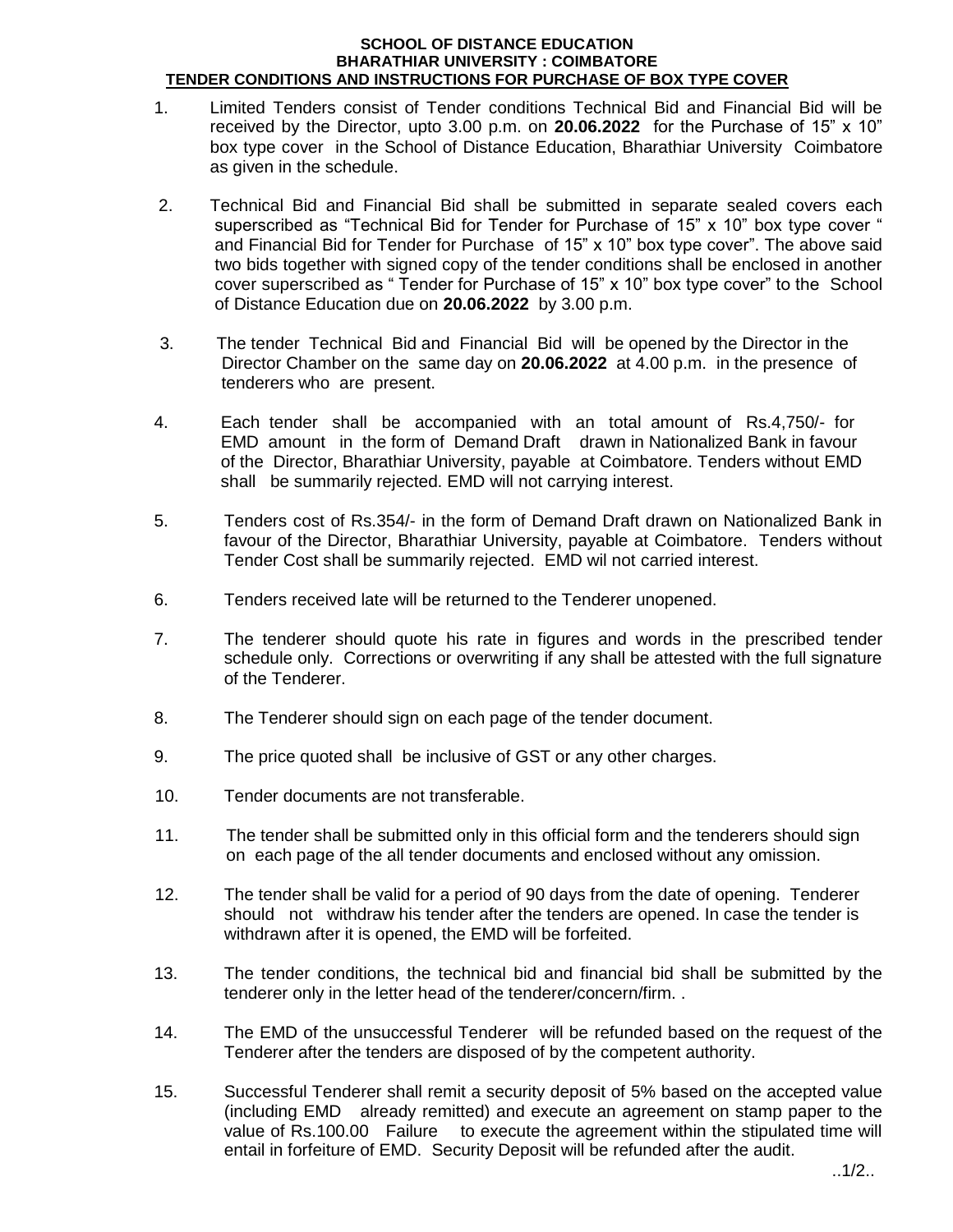**SCHOOL OF DISTANCE EDUCATION**
**BHARATHIAR UNIVERSITY : COIMBATORE**
**TENDER CONDITIONS AND INSTRUCTIONS FOR PURCHASE OF BOX TYPE COVER**

1. Limited Tenders consist of Tender conditions Technical Bid and Financial Bid will be received by the Director, upto 3.00 p.m. on **20.06.2022** for the Purchase of 15" x 10" box type cover in the School of Distance Education, Bharathiar University Coimbatore as given in the schedule.

2. Technical Bid and Financial Bid shall be submitted in separate sealed covers each superscribed as "Technical Bid for Tender for Purchase of 15" x 10" box type cover " and Financial Bid for Tender for Purchase of 15" x 10" box type cover". The above said two bids together with signed copy of the tender conditions shall be enclosed in another cover superscribed as " Tender for Purchase of 15" x 10" box type cover" to the School of Distance Education due on **20.06.2022** by 3.00 p.m.

3. The tender Technical Bid and Financial Bid will be opened by the Director in the Director Chamber on the same day on **20.06.2022** at 4.00 p.m. in the presence of tenderers who are present.

4. Each tender shall be accompanied with an total amount of Rs.4,750/- for EMD amount in the form of Demand Draft drawn in Nationalized Bank in favour of the Director, Bharathiar University, payable at Coimbatore. Tenders without EMD shall be summarily rejected. EMD will not carrying interest.

5. Tenders cost of Rs.354/- in the form of Demand Draft drawn on Nationalized Bank in favour of the Director, Bharathiar University, payable at Coimbatore. Tenders without Tender Cost shall be summarily rejected. EMD wil not carried interest.

6. Tenders received late will be returned to the Tenderer unopened.

7. The tenderer should quote his rate in figures and words in the prescribed tender schedule only. Corrections or overwriting if any shall be attested with the full signature of the Tenderer.

8. The Tenderer should sign on each page of the tender document.

9. The price quoted shall be inclusive of GST or any other charges.

10. Tender documents are not transferable.

11. The tender shall be submitted only in this official form and the tenderers should sign on each page of the all tender documents and enclosed without any omission.

12. The tender shall be valid for a period of 90 days from the date of opening. Tenderer should not withdraw his tender after the tenders are opened. In case the tender is withdrawn after it is opened, the EMD will be forfeited.

13. The tender conditions, the technical bid and financial bid shall be submitted by the tenderer only in the letter head of the tenderer/concern/firm. .

14. The EMD of the unsuccessful Tenderer will be refunded based on the request of the Tenderer after the tenders are disposed of by the competent authority.

15. Successful Tenderer shall remit a security deposit of 5% based on the accepted value (including EMD already remitted) and execute an agreement on stamp paper to the value of Rs.100.00 Failure to execute the agreement within the stipulated time will entail in forfeiture of EMD. Security Deposit will be refunded after the audit.

..1/2..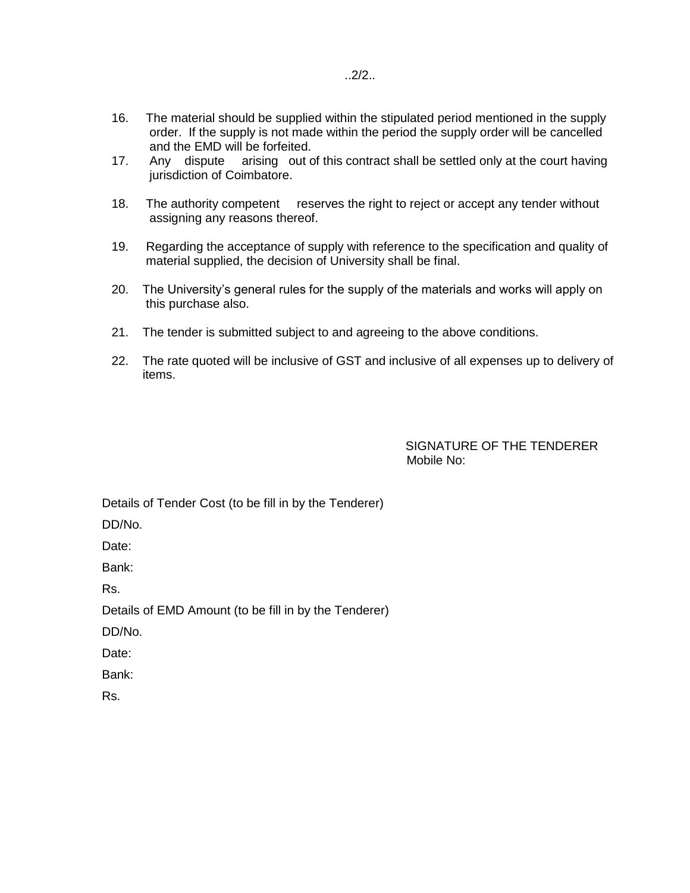16. The material should be supplied within the stipulated period mentioned in the supply order. If the supply is not made within the period the supply order will be cancelled and the EMD will be forfeited.
17. Any dispute arising out of this contract shall be settled only at the court having jurisdiction of Coimbatore.
18. The authority competent reserves the right to reject or accept any tender without assigning any reasons thereof.
19. Regarding the acceptance of supply with reference to the specification and quality of material supplied, the decision of University shall be final.
20. The University's general rules for the supply of the materials and works will apply on this purchase also.
21. The tender is submitted subject to and agreeing to the above conditions.
22. The rate quoted will be inclusive of GST and inclusive of all expenses up to delivery of items.

SIGNATURE OF THE TENDERER
Mobile No:

Details of Tender Cost (to be fill in by the Tenderer)

DD/No.

Date:

Bank:

Rs.

Details of EMD Amount (to be fill in by the Tenderer)

DD/No.

Date:

Bank:

Rs.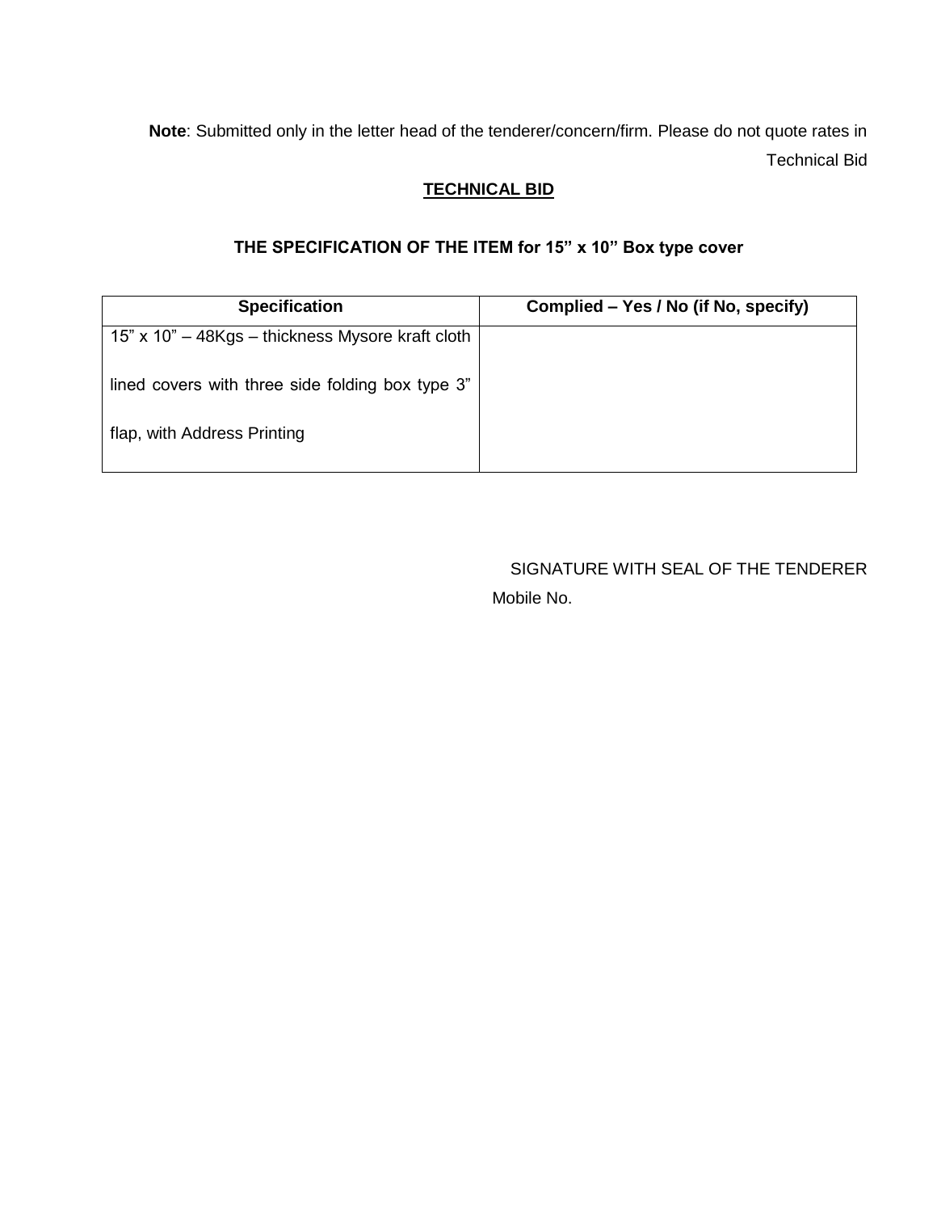**Note**: Submitted only in the letter head of the tenderer/concern/firm. Please do not quote rates in Technical Bid

## TECHNICAL BID

### THE SPECIFICATION OF THE ITEM for 15” x 10” Box type cover

| Specification | Complied – Yes / No (if No, specify) |
|---|---|
| 15” x 10” – 48Kgs – thickness Mysore kraft cloth lined covers with three side folding box type 3” flap, with Address Printing | |

SIGNATURE WITH SEAL OF THE TENDERER

Mobile No.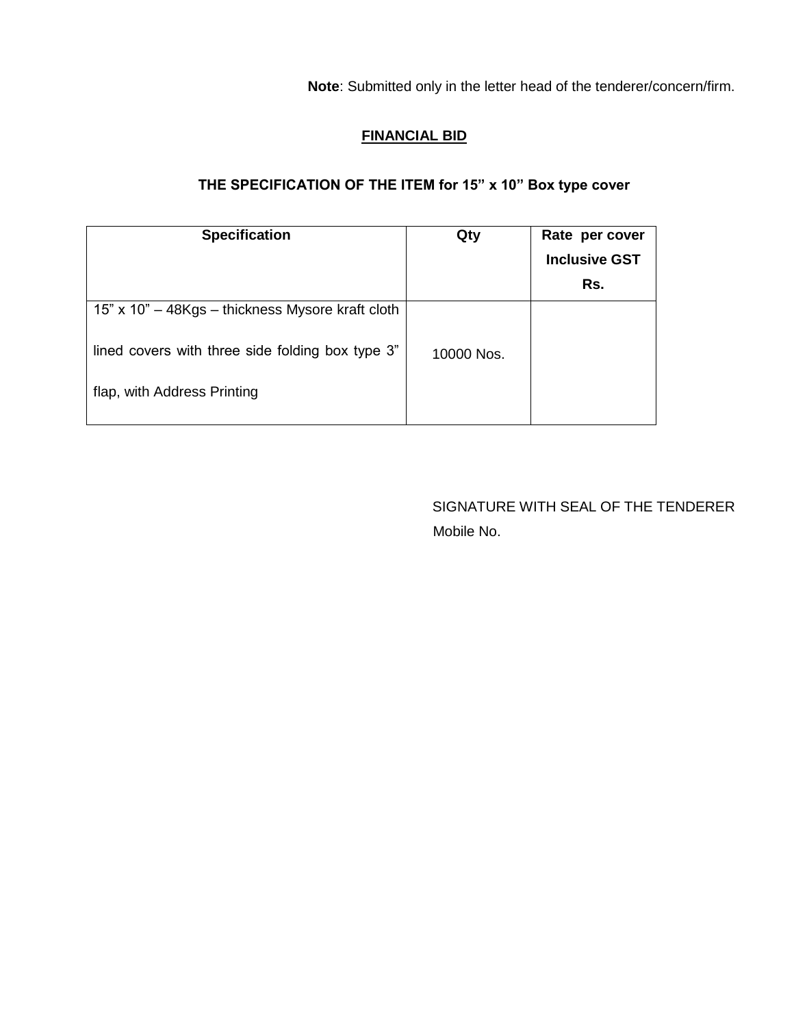**Note**: Submitted only in the letter head of the tenderer/concern/firm.

## FINANCIAL BID

### THE SPECIFICATION OF THE ITEM for 15" x 10" Box type cover

| Specification | Qty | Rate per cover Inclusive GST Rs. |
|---|---|---|
| 15" x 10" – 48Kgs – thickness Mysore kraft cloth lined covers with three side folding box type 3" flap, with Address Printing | 10000 Nos. | |

SIGNATURE WITH SEAL OF THE TENDERER

Mobile No.